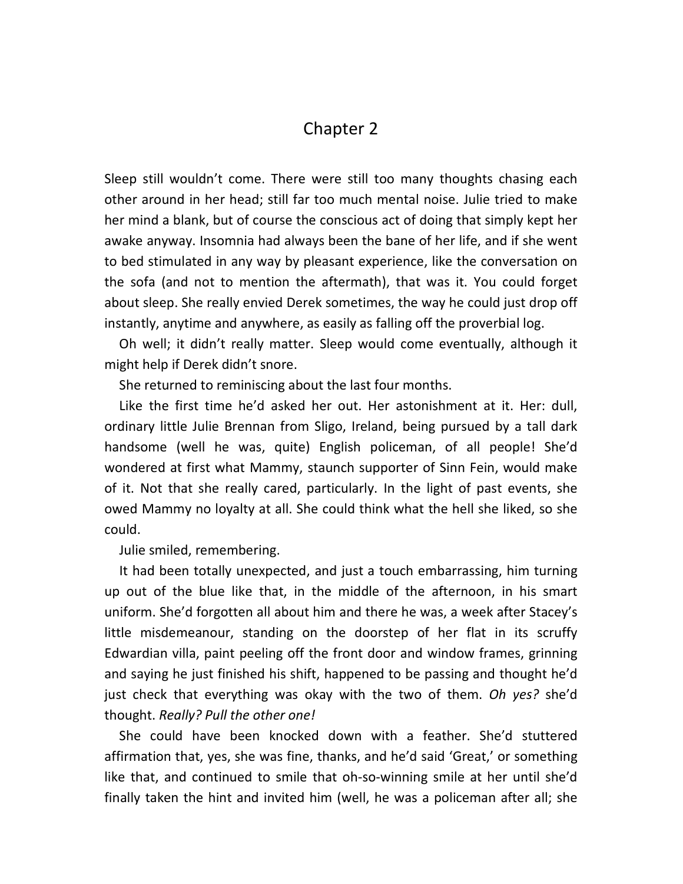# Chapter 2

Sleep still wouldn't come. There were still too many thoughts chasing each other around in her head; still far too much mental noise. Julie tried to make her mind a blank, but of course the conscious act of doing that simply kept her awake anyway. Insomnia had always been the bane of her life, and if she went to bed stimulated in any way by pleasant experience, like the conversation on the sofa (and not to mention the aftermath), that was it. You could forget about sleep. She really envied Derek sometimes, the way he could just drop off instantly, anytime and anywhere, as easily as falling off the proverbial log.

Oh well; it didn't really matter. Sleep would come eventually, although it might help if Derek didn't snore.

She returned to reminiscing about the last four months.

Like the first time he'd asked her out. Her astonishment at it. Her: dull, ordinary little Julie Brennan from Sligo, Ireland, being pursued by a tall dark handsome (well he was, quite) English policeman, of all people! She'd wondered at first what Mammy, staunch supporter of Sinn Fein, would make of it. Not that she really cared, particularly. In the light of past events, she owed Mammy no loyalty at all. She could think what the hell she liked, so she could.

Julie smiled, remembering.

It had been totally unexpected, and just a touch embarrassing, him turning up out of the blue like that, in the middle of the afternoon, in his smart uniform. She'd forgotten all about him and there he was, a week after Stacey's little misdemeanour, standing on the doorstep of her flat in its scruffy Edwardian villa, paint peeling off the front door and window frames, grinning and saying he just finished his shift, happened to be passing and thought he'd just check that everything was okay with the two of them. *Oh yes?* she'd thought. *Really? Pull the other one!*

She could have been knocked down with a feather. She'd stuttered affirmation that, yes, she was fine, thanks, and he'd said 'Great,' or something like that, and continued to smile that oh-so-winning smile at her until she'd finally taken the hint and invited him (well, he was a policeman after all; she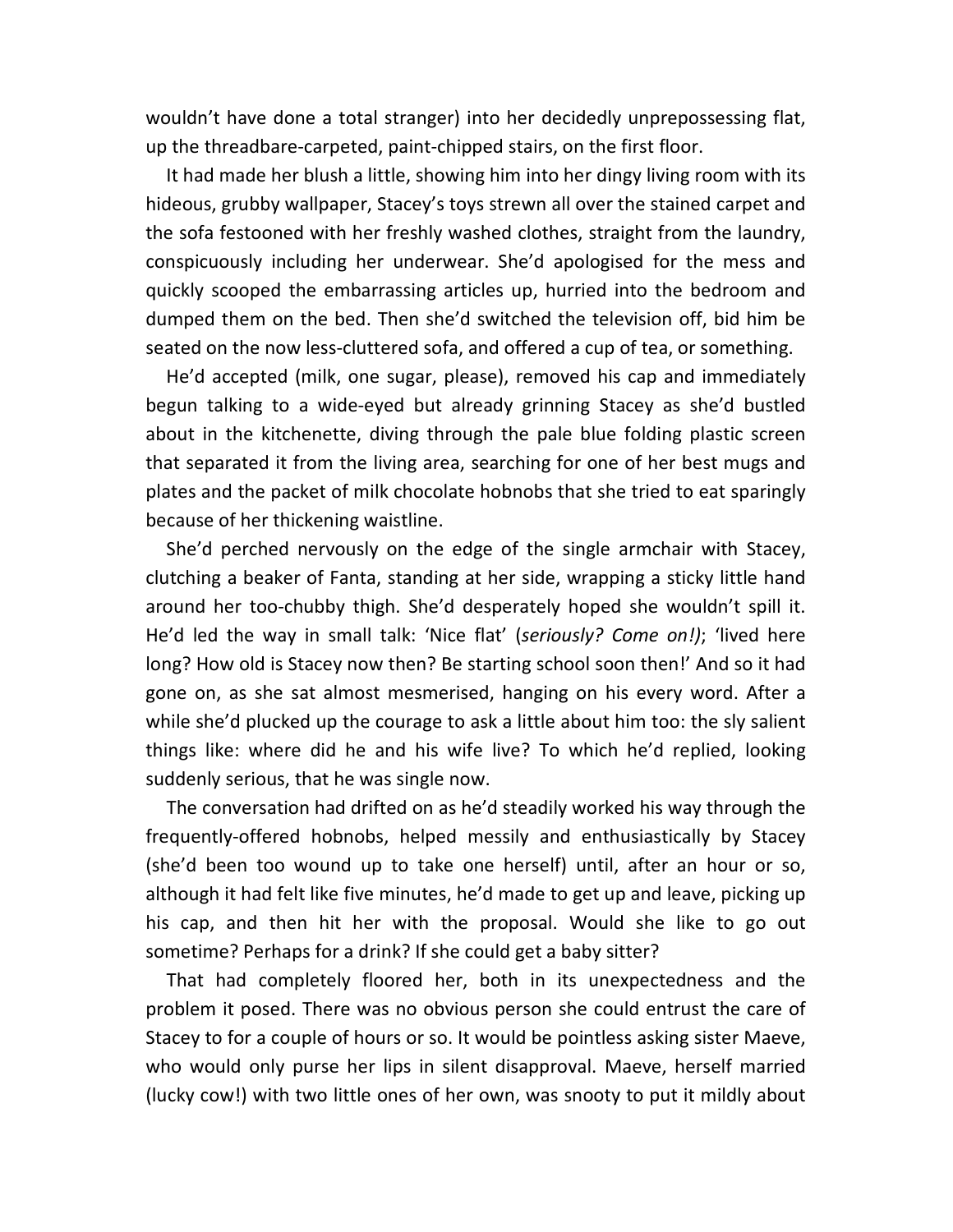wouldn't have done a total stranger) into her decidedly unprepossessing flat, up the threadbare-carpeted, paint-chipped stairs, on the first floor.

It had made her blush a little, showing him into her dingy living room with its hideous, grubby wallpaper, Stacey's toys strewn all over the stained carpet and the sofa festooned with her freshly washed clothes, straight from the laundry, conspicuously including her underwear. She'd apologised for the mess and quickly scooped the embarrassing articles up, hurried into the bedroom and dumped them on the bed. Then she'd switched the television off, bid him be seated on the now less-cluttered sofa, and offered a cup of tea, or something.

He'd accepted (milk, one sugar, please), removed his cap and immediately begun talking to a wide-eyed but already grinning Stacey as she'd bustled about in the kitchenette, diving through the pale blue folding plastic screen that separated it from the living area, searching for one of her best mugs and plates and the packet of milk chocolate hobnobs that she tried to eat sparingly because of her thickening waistline.

She'd perched nervously on the edge of the single armchair with Stacey, clutching a beaker of Fanta, standing at her side, wrapping a sticky little hand around her too-chubby thigh. She'd desperately hoped she wouldn't spill it. He'd led the way in small talk: 'Nice flat' (*seriously? Come on!)*; 'lived here long? How old is Stacey now then? Be starting school soon then!' And so it had gone on, as she sat almost mesmerised, hanging on his every word. After a while she'd plucked up the courage to ask a little about him too: the sly salient things like: where did he and his wife live? To which he'd replied, looking suddenly serious, that he was single now.

The conversation had drifted on as he'd steadily worked his way through the frequently-offered hobnobs, helped messily and enthusiastically by Stacey (she'd been too wound up to take one herself) until, after an hour or so, although it had felt like five minutes, he'd made to get up and leave, picking up his cap, and then hit her with the proposal. Would she like to go out sometime? Perhaps for a drink? If she could get a baby sitter?

That had completely floored her, both in its unexpectedness and the problem it posed. There was no obvious person she could entrust the care of Stacey to for a couple of hours or so. It would be pointless asking sister Maeve, who would only purse her lips in silent disapproval. Maeve, herself married (lucky cow!) with two little ones of her own, was snooty to put it mildly about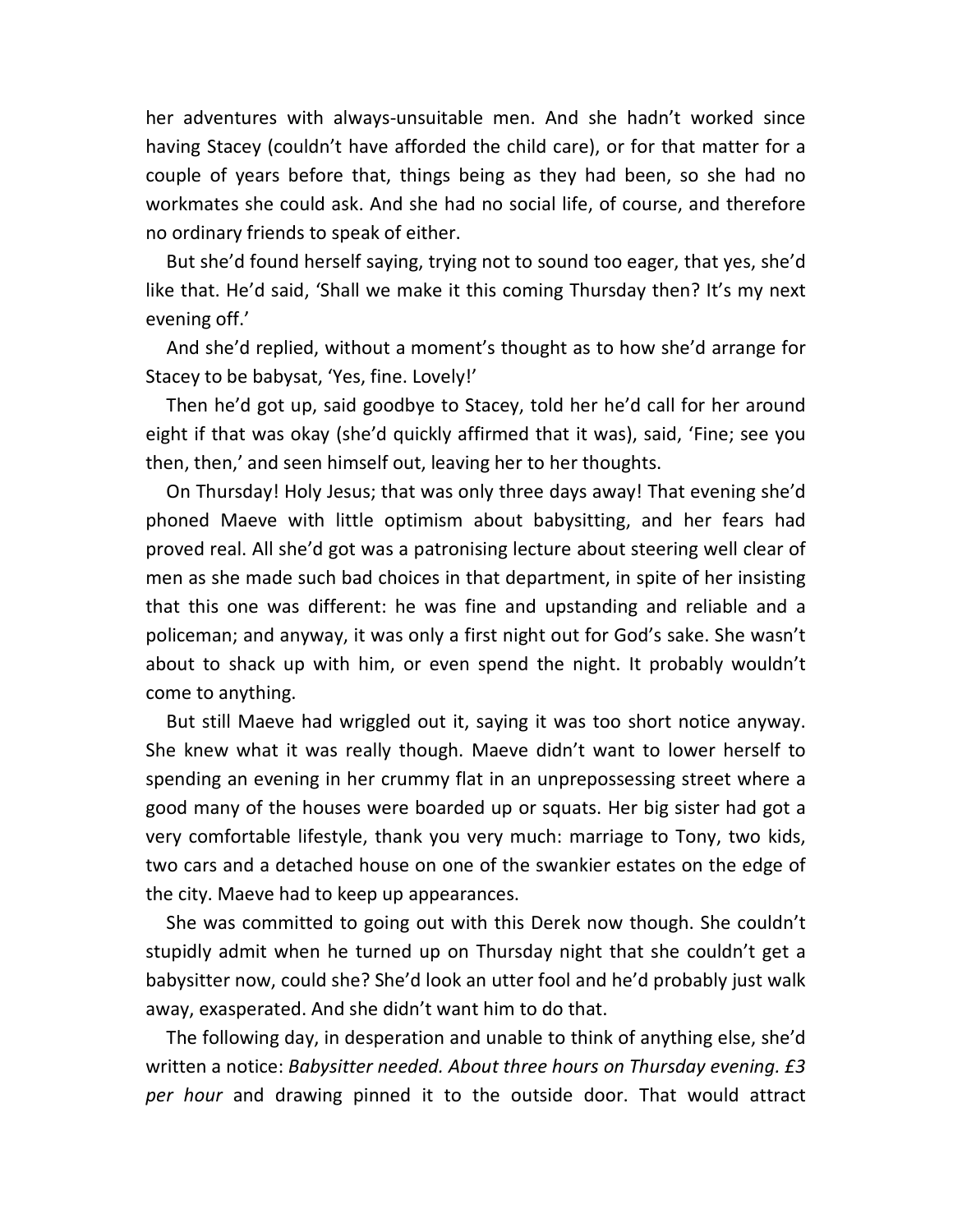her adventures with always-unsuitable men. And she hadn't worked since having Stacey (couldn't have afforded the child care), or for that matter for a couple of years before that, things being as they had been, so she had no workmates she could ask. And she had no social life, of course, and therefore no ordinary friends to speak of either.

But she'd found herself saying, trying not to sound too eager, that yes, she'd like that. He'd said, 'Shall we make it this coming Thursday then? It's my next evening off.'

And she'd replied, without a moment's thought as to how she'd arrange for Stacey to be babysat, 'Yes, fine. Lovely!'

Then he'd got up, said goodbye to Stacey, told her he'd call for her around eight if that was okay (she'd quickly affirmed that it was), said, 'Fine; see you then, then,' and seen himself out, leaving her to her thoughts.

On Thursday! Holy Jesus; that was only three days away! That evening she'd phoned Maeve with little optimism about babysitting, and her fears had proved real. All she'd got was a patronising lecture about steering well clear of men as she made such bad choices in that department, in spite of her insisting that this one was different: he was fine and upstanding and reliable and a policeman; and anyway, it was only a first night out for God's sake. She wasn't about to shack up with him, or even spend the night. It probably wouldn't come to anything.

But still Maeve had wriggled out it, saying it was too short notice anyway. She knew what it was really though. Maeve didn't want to lower herself to spending an evening in her crummy flat in an unprepossessing street where a good many of the houses were boarded up or squats. Her big sister had got a very comfortable lifestyle, thank you very much: marriage to Tony, two kids, two cars and a detached house on one of the swankier estates on the edge of the city. Maeve had to keep up appearances.

She was committed to going out with this Derek now though. She couldn't stupidly admit when he turned up on Thursday night that she couldn't get a babysitter now, could she? She'd look an utter fool and he'd probably just walk away, exasperated. And she didn't want him to do that.

The following day, in desperation and unable to think of anything else, she'd written a notice: *Babysitter needed. About three hours on Thursday evening. £3 per hour* and drawing pinned it to the outside door. That would attract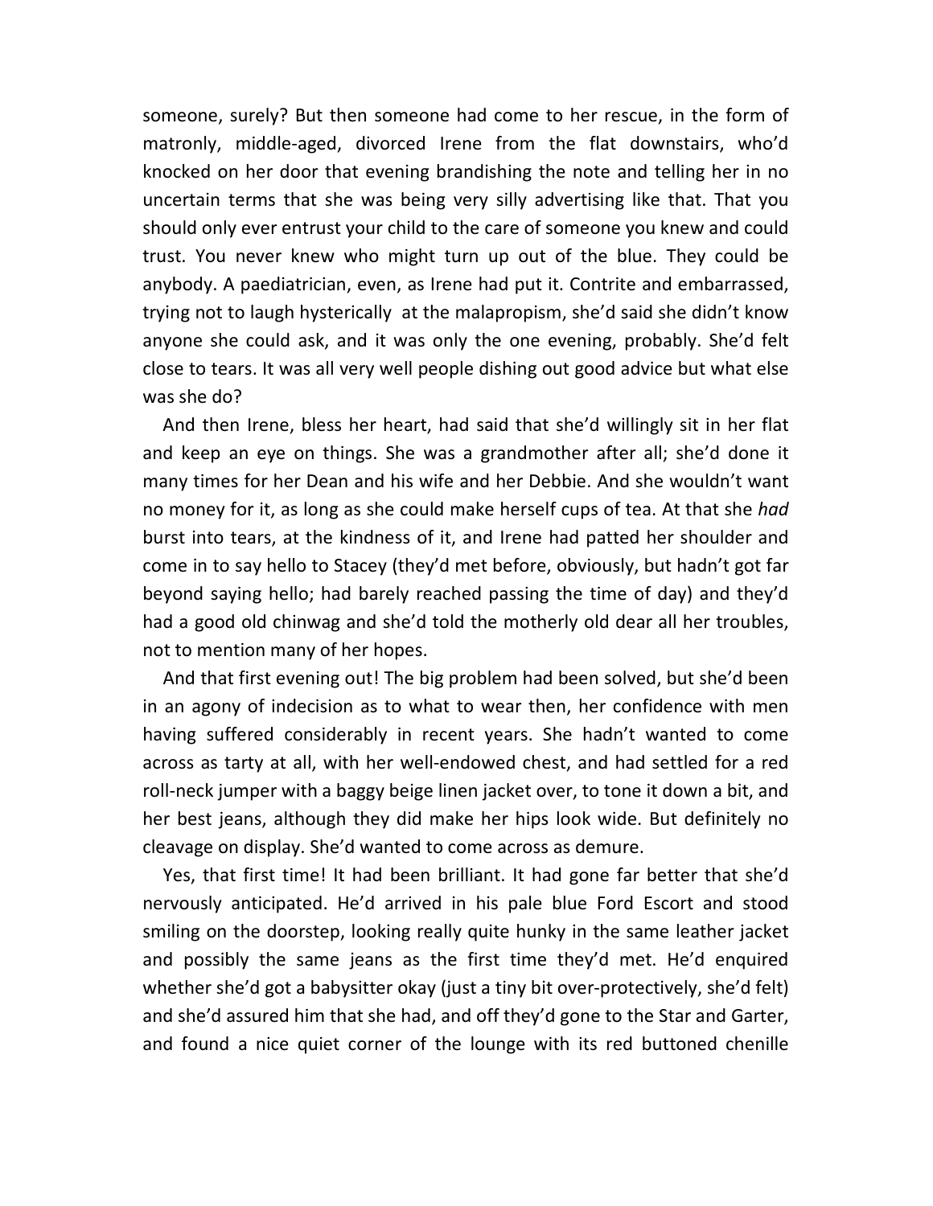someone, surely? But then someone had come to her rescue, in the form of matronly, middle-aged, divorced Irene from the flat downstairs, who'd knocked on her door that evening brandishing the note and telling her in no uncertain terms that she was being very silly advertising like that. That you should only ever entrust your child to the care of someone you knew and could trust. You never knew who might turn up out of the blue. They could be anybody. A paediatrician, even, as Irene had put it. Contrite and embarrassed, trying not to laugh hysterically at the malapropism, she'd said she didn't know anyone she could ask, and it was only the one evening, probably. She'd felt close to tears. It was all very well people dishing out good advice but what else was she do?

And then Irene, bless her heart, had said that she'd willingly sit in her flat and keep an eye on things. She was a grandmother after all; she'd done it many times for her Dean and his wife and her Debbie. And she wouldn't want no money for it, as long as she could make herself cups of tea. At that she *had* burst into tears, at the kindness of it, and Irene had patted her shoulder and come in to say hello to Stacey (they'd met before, obviously, but hadn't got far beyond saying hello; had barely reached passing the time of day) and they'd had a good old chinwag and she'd told the motherly old dear all her troubles, not to mention many of her hopes.

And that first evening out! The big problem had been solved, but she'd been in an agony of indecision as to what to wear then, her confidence with men having suffered considerably in recent years. She hadn't wanted to come across as tarty at all, with her well-endowed chest, and had settled for a red roll-neck jumper with a baggy beige linen jacket over, to tone it down a bit, and her best jeans, although they did make her hips look wide. But definitely no cleavage on display. She'd wanted to come across as demure.

Yes, that first time! It had been brilliant. It had gone far better that she'd nervously anticipated. He'd arrived in his pale blue Ford Escort and stood smiling on the doorstep, looking really quite hunky in the same leather jacket and possibly the same jeans as the first time they'd met. He'd enquired whether she'd got a babysitter okay (just a tiny bit over-protectively, she'd felt) and she'd assured him that she had, and off they'd gone to the Star and Garter, and found a nice quiet corner of the lounge with its red buttoned chenille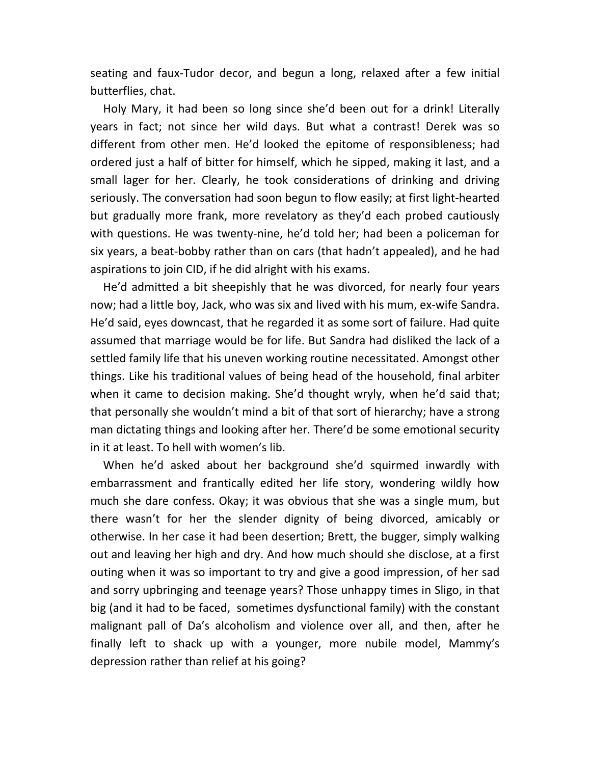seating and faux-Tudor decor, and begun a long, relaxed after a few initial butterflies, chat.

Holy Mary, it had been so long since she'd been out for a drink! Literally years in fact; not since her wild days. But what a contrast! Derek was so different from other men. He'd looked the epitome of responsibleness; had ordered just a half of bitter for himself, which he sipped, making it last, and a small lager for her. Clearly, he took considerations of drinking and driving seriously. The conversation had soon begun to flow easily; at first light-hearted but gradually more frank, more revelatory as they'd each probed cautiously with questions. He was twenty-nine, he'd told her; had been a policeman for six years, a beat-bobby rather than on cars (that hadn't appealed), and he had aspirations to join CID, if he did alright with his exams.

He'd admitted a bit sheepishly that he was divorced, for nearly four years now; had a little boy, Jack, who was six and lived with his mum, ex-wife Sandra. He'd said, eyes downcast, that he regarded it as some sort of failure. Had quite assumed that marriage would be for life. But Sandra had disliked the lack of a settled family life that his uneven working routine necessitated. Amongst other things. Like his traditional values of being head of the household, final arbiter when it came to decision making. She'd thought wryly, when he'd said that; that personally she wouldn't mind a bit of that sort of hierarchy; have a strong man dictating things and looking after her. There'd be some emotional security in it at least. To hell with women's lib.

When he'd asked about her background she'd squirmed inwardly with embarrassment and frantically edited her life story, wondering wildly how much she dare confess. Okay; it was obvious that she was a single mum, but there wasn't for her the slender dignity of being divorced, amicably or otherwise. In her case it had been desertion; Brett, the bugger, simply walking out and leaving her high and dry. And how much should she disclose, at a first outing when it was so important to try and give a good impression, of her sad and sorry upbringing and teenage years? Those unhappy times in Sligo, in that big (and it had to be faced, sometimes dysfunctional family) with the constant malignant pall of Da's alcoholism and violence over all, and then, after he finally left to shack up with a younger, more nubile model, Mammy's depression rather than relief at his going?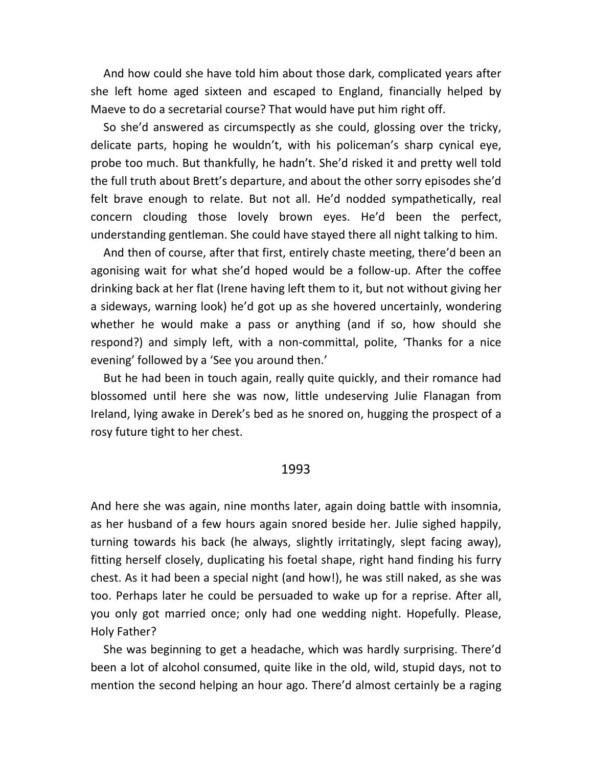And how could she have told him about those dark, complicated years after she left home aged sixteen and escaped to England, financially helped by Maeve to do a secretarial course? That would have put him right off.

So she'd answered as circumspectly as she could, glossing over the tricky, delicate parts, hoping he wouldn't, with his policeman's sharp cynical eye, probe too much. But thankfully, he hadn't. She'd risked it and pretty well told the full truth about Brett's departure, and about the other sorry episodes she'd felt brave enough to relate. But not all. He'd nodded sympathetically, real concern clouding those lovely brown eyes. He'd been the perfect, understanding gentleman. She could have stayed there all night talking to him.

And then of course, after that first, entirely chaste meeting, there'd been an agonising wait for what she'd hoped would be a follow-up. After the coffee drinking back at her flat (Irene having left them to it, but not without giving her a sideways, warning look) he'd got up as she hovered uncertainly, wondering whether he would make a pass or anything (and if so, how should she respond?) and simply left, with a non-committal, polite, 'Thanks for a nice evening' followed by a 'See you around then.'

But he had been in touch again, really quite quickly, and their romance had blossomed until here she was now, little undeserving Julie Flanagan from Ireland, lying awake in Derek's bed as he snored on, hugging the prospect of a rosy future tight to her chest.

## 1993

And here she was again, nine months later, again doing battle with insomnia, as her husband of a few hours again snored beside her. Julie sighed happily, turning towards his back (he always, slightly irritatingly, slept facing away), fitting herself closely, duplicating his foetal shape, right hand finding his furry chest. As it had been a special night (and how!), he was still naked, as she was too. Perhaps later he could be persuaded to wake up for a reprise. After all, you only got married once; only had one wedding night. Hopefully. Please, Holy Father?

She was beginning to get a headache, which was hardly surprising. There'd been a lot of alcohol consumed, quite like in the old, wild, stupid days, not to mention the second helping an hour ago. There'd almost certainly be a raging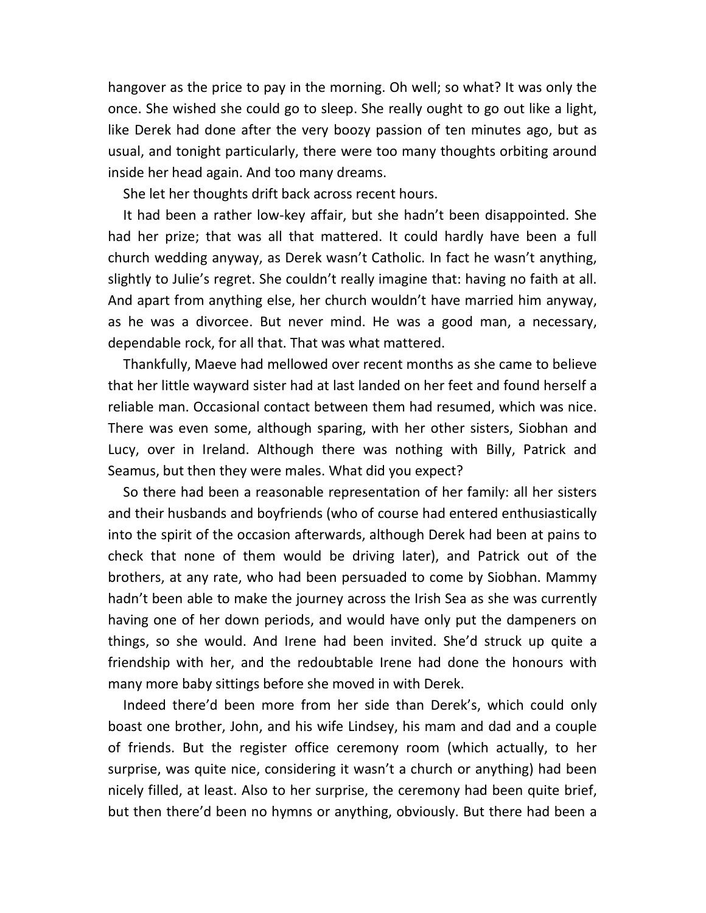hangover as the price to pay in the morning. Oh well; so what? It was only the once. She wished she could go to sleep. She really ought to go out like a light, like Derek had done after the very boozy passion of ten minutes ago, but as usual, and tonight particularly, there were too many thoughts orbiting around inside her head again. And too many dreams.

She let her thoughts drift back across recent hours.

It had been a rather low-key affair, but she hadn't been disappointed. She had her prize; that was all that mattered. It could hardly have been a full church wedding anyway, as Derek wasn't Catholic. In fact he wasn't anything, slightly to Julie's regret. She couldn't really imagine that: having no faith at all. And apart from anything else, her church wouldn't have married him anyway, as he was a divorcee. But never mind. He was a good man, a necessary, dependable rock, for all that. That was what mattered.

Thankfully, Maeve had mellowed over recent months as she came to believe that her little wayward sister had at last landed on her feet and found herself a reliable man. Occasional contact between them had resumed, which was nice. There was even some, although sparing, with her other sisters, Siobhan and Lucy, over in Ireland. Although there was nothing with Billy, Patrick and Seamus, but then they were males. What did you expect?

So there had been a reasonable representation of her family: all her sisters and their husbands and boyfriends (who of course had entered enthusiastically into the spirit of the occasion afterwards, although Derek had been at pains to check that none of them would be driving later), and Patrick out of the brothers, at any rate, who had been persuaded to come by Siobhan. Mammy hadn't been able to make the journey across the Irish Sea as she was currently having one of her down periods, and would have only put the dampeners on things, so she would. And Irene had been invited. She'd struck up quite a friendship with her, and the redoubtable Irene had done the honours with many more baby sittings before she moved in with Derek.

Indeed there'd been more from her side than Derek's, which could only boast one brother, John, and his wife Lindsey, his mam and dad and a couple of friends. But the register office ceremony room (which actually, to her surprise, was quite nice, considering it wasn't a church or anything) had been nicely filled, at least. Also to her surprise, the ceremony had been quite brief, but then there'd been no hymns or anything, obviously. But there had been a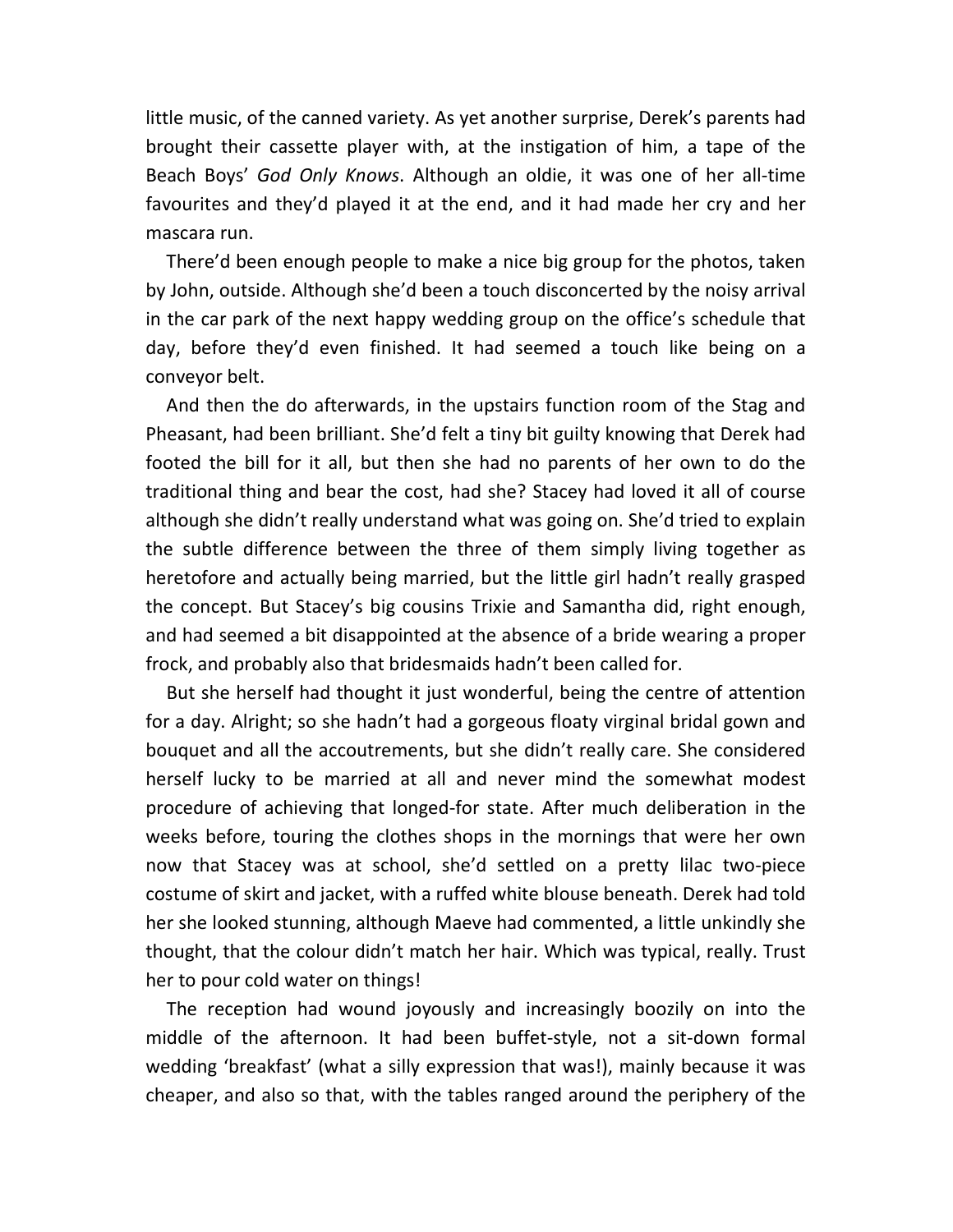little music, of the canned variety. As yet another surprise, Derek's parents had brought their cassette player with, at the instigation of him, a tape of the Beach Boys' *God Only Knows*. Although an oldie, it was one of her all-time favourites and they'd played it at the end, and it had made her cry and her mascara run.

There'd been enough people to make a nice big group for the photos, taken by John, outside. Although she'd been a touch disconcerted by the noisy arrival in the car park of the next happy wedding group on the office's schedule that day, before they'd even finished. It had seemed a touch like being on a conveyor belt.

And then the do afterwards, in the upstairs function room of the Stag and Pheasant, had been brilliant. She'd felt a tiny bit guilty knowing that Derek had footed the bill for it all, but then she had no parents of her own to do the traditional thing and bear the cost, had she? Stacey had loved it all of course although she didn't really understand what was going on. She'd tried to explain the subtle difference between the three of them simply living together as heretofore and actually being married, but the little girl hadn't really grasped the concept. But Stacey's big cousins Trixie and Samantha did, right enough, and had seemed a bit disappointed at the absence of a bride wearing a proper frock, and probably also that bridesmaids hadn't been called for.

But she herself had thought it just wonderful, being the centre of attention for a day. Alright; so she hadn't had a gorgeous floaty virginal bridal gown and bouquet and all the accoutrements, but she didn't really care. She considered herself lucky to be married at all and never mind the somewhat modest procedure of achieving that longed-for state. After much deliberation in the weeks before, touring the clothes shops in the mornings that were her own now that Stacey was at school, she'd settled on a pretty lilac two-piece costume of skirt and jacket, with a ruffed white blouse beneath. Derek had told her she looked stunning, although Maeve had commented, a little unkindly she thought, that the colour didn't match her hair. Which was typical, really. Trust her to pour cold water on things!

The reception had wound joyously and increasingly boozily on into the middle of the afternoon. It had been buffet-style, not a sit-down formal wedding 'breakfast' (what a silly expression that was!), mainly because it was cheaper, and also so that, with the tables ranged around the periphery of the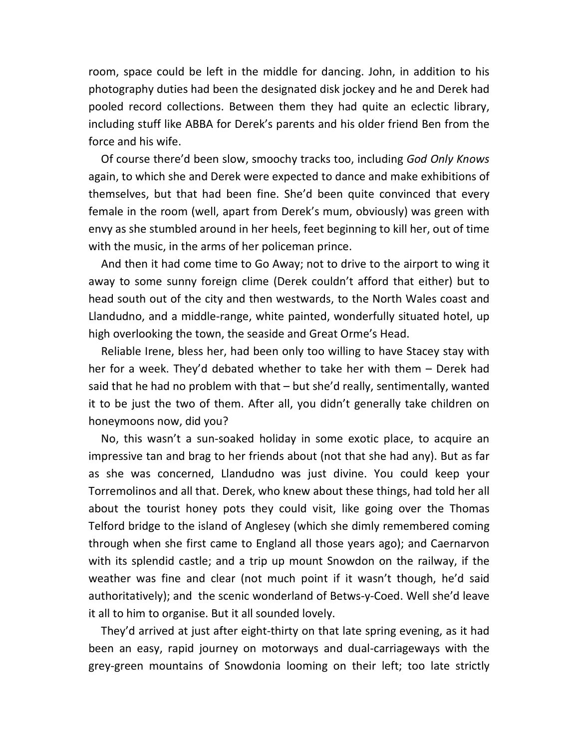room, space could be left in the middle for dancing. John, in addition to his photography duties had been the designated disk jockey and he and Derek had pooled record collections. Between them they had quite an eclectic library, including stuff like ABBA for Derek's parents and his older friend Ben from the force and his wife.

Of course there'd been slow, smoochy tracks too, including *God Only Knows* again, to which she and Derek were expected to dance and make exhibitions of themselves, but that had been fine. She'd been quite convinced that every female in the room (well, apart from Derek's mum, obviously) was green with envy as she stumbled around in her heels, feet beginning to kill her, out of time with the music, in the arms of her policeman prince.

And then it had come time to Go Away; not to drive to the airport to wing it away to some sunny foreign clime (Derek couldn't afford that either) but to head south out of the city and then westwards, to the North Wales coast and Llandudno, and a middle-range, white painted, wonderfully situated hotel, up high overlooking the town, the seaside and Great Orme's Head.

Reliable Irene, bless her, had been only too willing to have Stacey stay with her for a week. They'd debated whether to take her with them – Derek had said that he had no problem with that – but she'd really, sentimentally, wanted it to be just the two of them. After all, you didn't generally take children on honeymoons now, did you?

No, this wasn't a sun-soaked holiday in some exotic place, to acquire an impressive tan and brag to her friends about (not that she had any). But as far as she was concerned, Llandudno was just divine. You could keep your Torremolinos and all that. Derek, who knew about these things, had told her all about the tourist honey pots they could visit, like going over the Thomas Telford bridge to the island of Anglesey (which she dimly remembered coming through when she first came to England all those years ago); and Caernarvon with its splendid castle; and a trip up mount Snowdon on the railway, if the weather was fine and clear (not much point if it wasn't though, he'd said authoritatively); and the scenic wonderland of Betws-y-Coed. Well she'd leave it all to him to organise. But it all sounded lovely.

They'd arrived at just after eight-thirty on that late spring evening, as it had been an easy, rapid journey on motorways and dual-carriageways with the grey-green mountains of Snowdonia looming on their left; too late strictly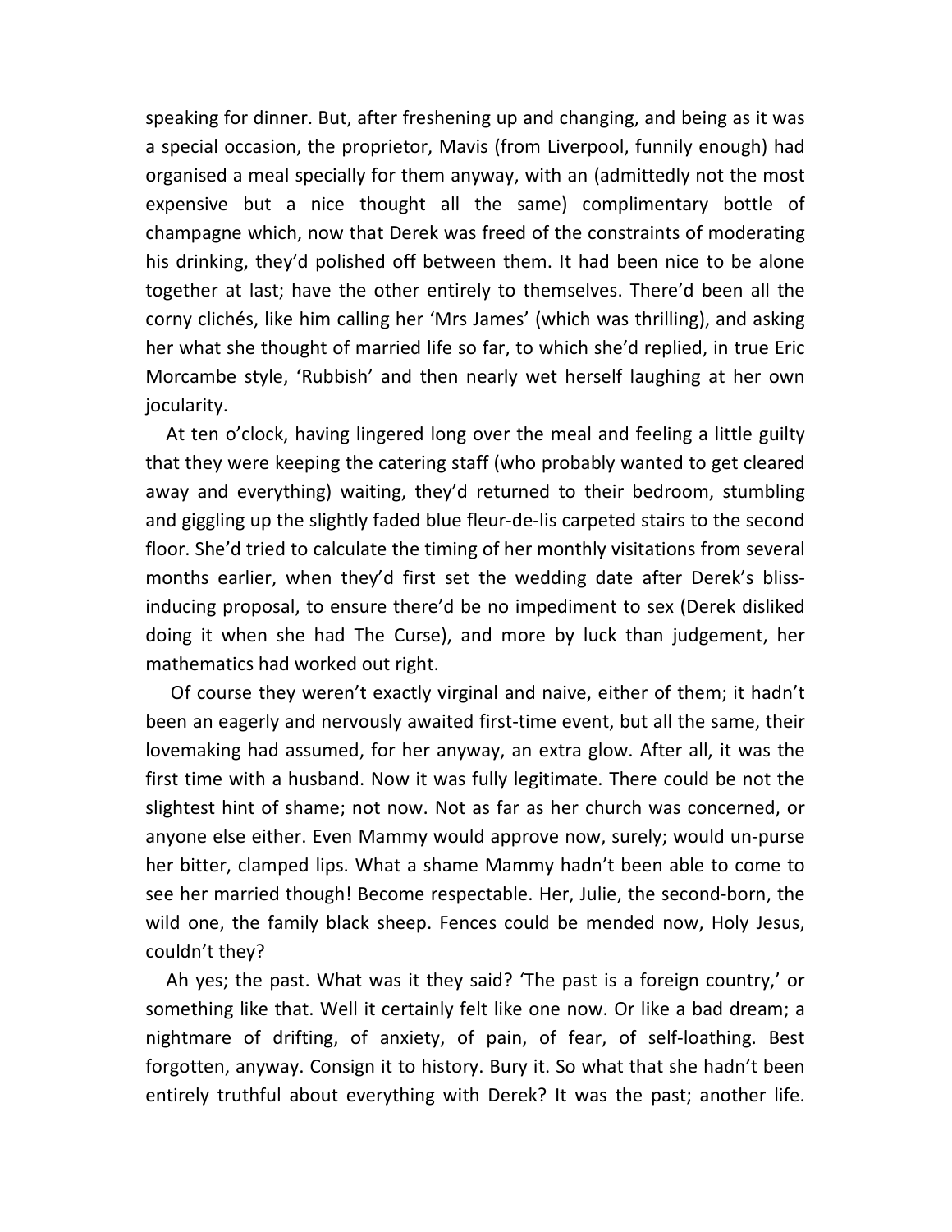speaking for dinner. But, after freshening up and changing, and being as it was a special occasion, the proprietor, Mavis (from Liverpool, funnily enough) had organised a meal specially for them anyway, with an (admittedly not the most expensive but a nice thought all the same) complimentary bottle of champagne which, now that Derek was freed of the constraints of moderating his drinking, they'd polished off between them. It had been nice to be alone together at last; have the other entirely to themselves. There'd been all the corny clichés, like him calling her 'Mrs James' (which was thrilling), and asking her what she thought of married life so far, to which she'd replied, in true Eric Morcambe style, 'Rubbish' and then nearly wet herself laughing at her own jocularity.

At ten o'clock, having lingered long over the meal and feeling a little guilty that they were keeping the catering staff (who probably wanted to get cleared away and everything) waiting, they'd returned to their bedroom, stumbling and giggling up the slightly faded blue fleur-de-lis carpeted stairs to the second floor. She'd tried to calculate the timing of her monthly visitations from several months earlier, when they'd first set the wedding date after Derek's bliss-inducing proposal, to ensure there'd be no impediment to sex (Derek disliked doing it when she had The Curse), and more by luck than judgement, her mathematics had worked out right.

Of course they weren't exactly virginal and naive, either of them; it hadn't been an eagerly and nervously awaited first-time event, but all the same, their lovemaking had assumed, for her anyway, an extra glow. After all, it was the first time with a husband. Now it was fully legitimate. There could be not the slightest hint of shame; not now. Not as far as her church was concerned, or anyone else either. Even Mammy would approve now, surely; would un-purse her bitter, clamped lips. What a shame Mammy hadn't been able to come to see her married though! Become respectable. Her, Julie, the second-born, the wild one, the family black sheep. Fences could be mended now, Holy Jesus, couldn't they?

Ah yes; the past. What was it they said? 'The past is a foreign country,' or something like that. Well it certainly felt like one now. Or like a bad dream; a nightmare of drifting, of anxiety, of pain, of fear, of self-loathing. Best forgotten, anyway. Consign it to history. Bury it. So what that she hadn't been entirely truthful about everything with Derek? It was the past; another life.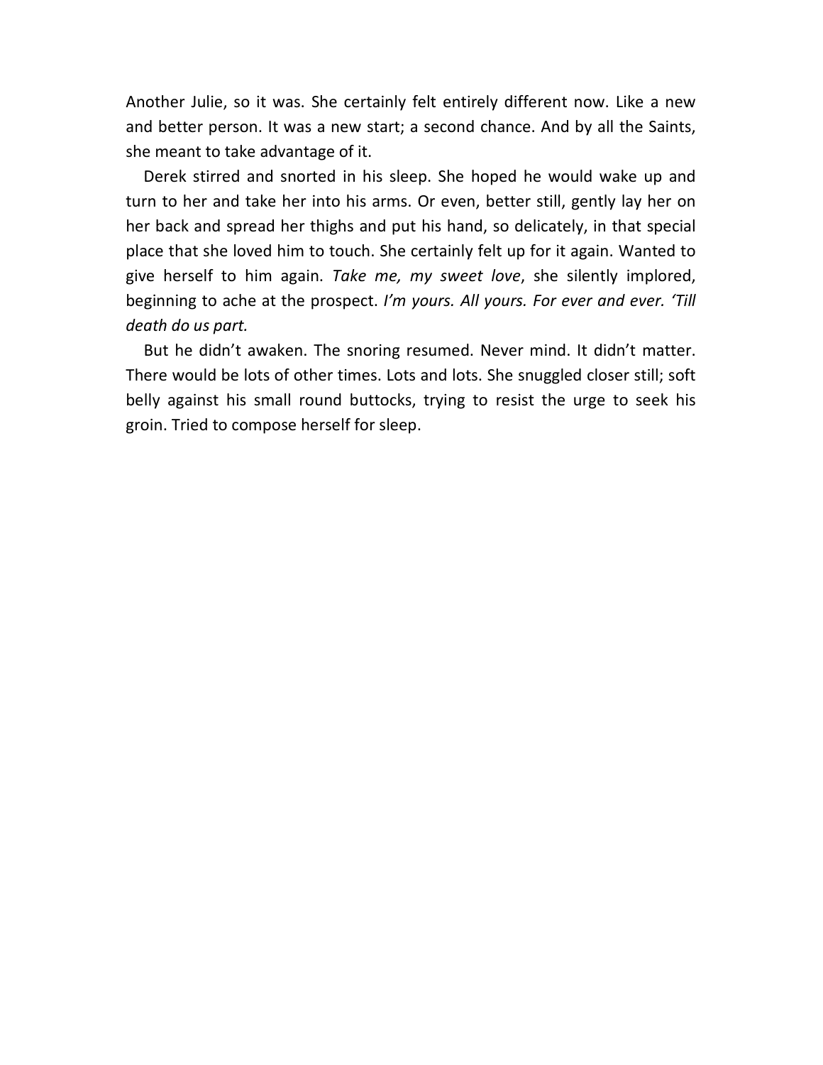Another Julie, so it was. She certainly felt entirely different now. Like a new and better person. It was a new start; a second chance. And by all the Saints, she meant to take advantage of it.

Derek stirred and snorted in his sleep. She hoped he would wake up and turn to her and take her into his arms. Or even, better still, gently lay her on her back and spread her thighs and put his hand, so delicately, in that special place that she loved him to touch. She certainly felt up for it again. Wanted to give herself to him again. *Take me, my sweet love*, she silently implored, beginning to ache at the prospect. *I'm yours. All yours. For ever and ever. 'Till death do us part.*

But he didn't awaken. The snoring resumed. Never mind. It didn't matter. There would be lots of other times. Lots and lots. She snuggled closer still; soft belly against his small round buttocks, trying to resist the urge to seek his groin. Tried to compose herself for sleep.